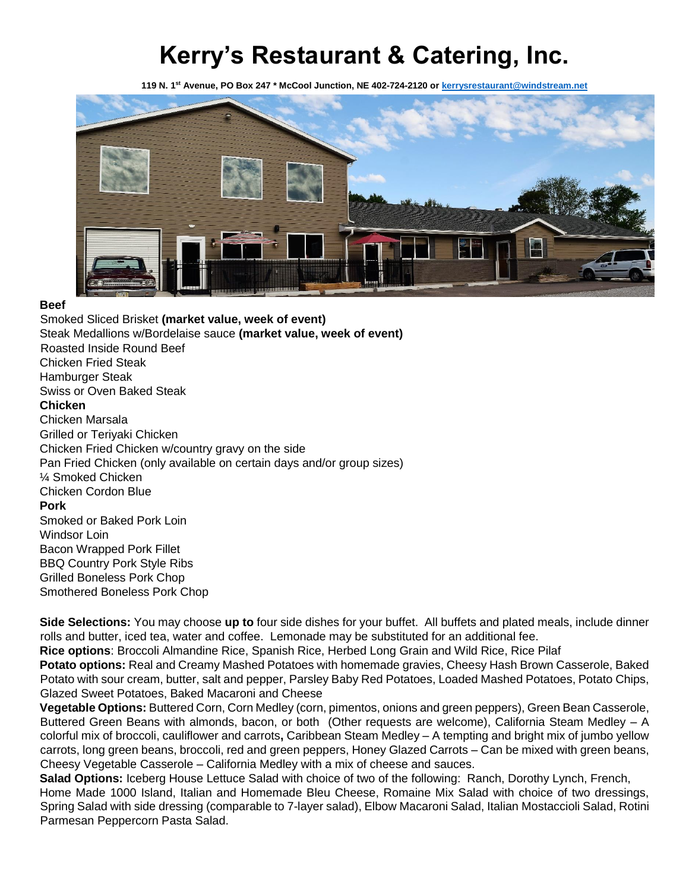# Kerry's Restaurant & Catering, Inc.

**119 N. 1st Avenue, PO Box 247 * McCool Junction, NE 402-724-2120 or kerrysrestaurant@windstream.net**

**Beef**

Smoked Sliced Brisket **(market value, week of event)**
Steak Medallions w/Bordelaise sauce **(market value, week of event)**
Roasted Inside Round Beef
Chicken Fried Steak
Hamburger Steak
Swiss or Oven Baked Steak

**Chicken**

Chicken Marsala
Grilled or Teriyaki Chicken
Chicken Fried Chicken w/country gravy on the side
Pan Fried Chicken (only available on certain days and/or group sizes)
¼ Smoked Chicken
Chicken Cordon Blue

**Pork**

Smoked or Baked Pork Loin
Windsor Loin
Bacon Wrapped Pork Fillet
BBQ Country Pork Style Ribs
Grilled Boneless Pork Chop
Smothered Boneless Pork Chop

**Side Selections:** You may choose **up to** four side dishes for your buffet. All buffets and plated meals, include dinner rolls and butter, iced tea, water and coffee. Lemonade may be substituted for an additional fee.

**Rice options**: Broccoli Almandine Rice, Spanish Rice, Herbed Long Grain and Wild Rice, Rice Pilaf

**Potato options:** Real and Creamy Mashed Potatoes with homemade gravies, Cheesy Hash Brown Casserole, Baked Potato with sour cream, butter, salt and pepper, Parsley Baby Red Potatoes, Loaded Mashed Potatoes, Potato Chips, Glazed Sweet Potatoes, Baked Macaroni and Cheese

**Vegetable Options:** Buttered Corn, Corn Medley (corn, pimentos, onions and green peppers), Green Bean Casserole, Buttered Green Beans with almonds, bacon, or both (Other requests are welcome), California Steam Medley – A colorful mix of broccoli, cauliflower and carrots**,** Caribbean Steam Medley – A tempting and bright mix of jumbo yellow carrots, long green beans, broccoli, red and green peppers, Honey Glazed Carrots – Can be mixed with green beans, Cheesy Vegetable Casserole – California Medley with a mix of cheese and sauces.

**Salad Options:** Iceberg House Lettuce Salad with choice of two of the following: Ranch, Dorothy Lynch, French, Home Made 1000 Island, Italian and Homemade Bleu Cheese, Romaine Mix Salad with choice of two dressings, Spring Salad with side dressing (comparable to 7-layer salad), Elbow Macaroni Salad, Italian Mostaccioli Salad, Rotini Parmesan Peppercorn Pasta Salad.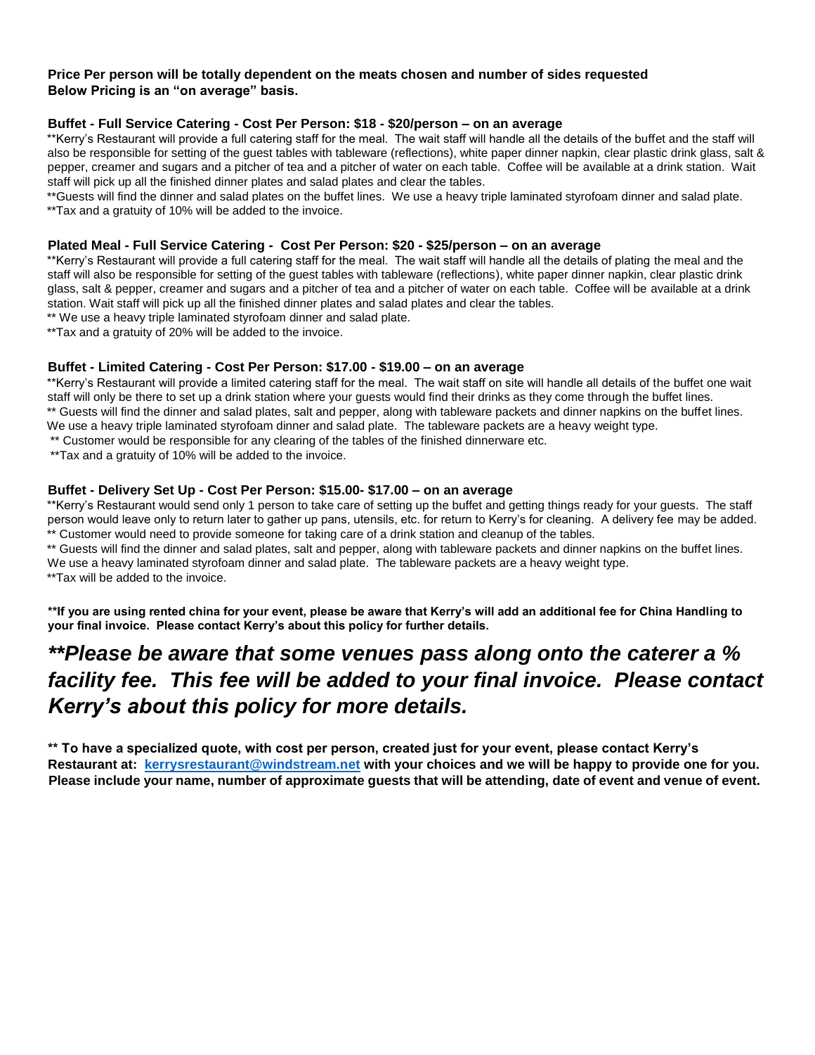**Price Per person will be totally dependent on the meats chosen and number of sides requested**
**Below Pricing is an "on average" basis.**

### Buffet - Full Service Catering - Cost Per Person: $18 - $20/person – on an average

**Kerry's Restaurant will provide a full catering staff for the meal. The wait staff will handle all the details of the buffet and the staff will also be responsible for setting of the guest tables with tableware (reflections), white paper dinner napkin, clear plastic drink glass, salt & pepper, creamer and sugars and a pitcher of tea and a pitcher of water on each table. Coffee will be available at a drink station. Wait staff will pick up all the finished dinner plates and salad plates and clear the tables.
**Guests will find the dinner and salad plates on the buffet lines. We use a heavy triple laminated styrofoam dinner and salad plate.
**Tax and a gratuity of 10% will be added to the invoice.

### Plated Meal - Full Service Catering - Cost Per Person: $20 - $25/person – on an average

**Kerry's Restaurant will provide a full catering staff for the meal. The wait staff will handle all the details of plating the meal and the staff will also be responsible for setting of the guest tables with tableware (reflections), white paper dinner napkin, clear plastic drink glass, salt & pepper, creamer and sugars and a pitcher of tea and a pitcher of water on each table. Coffee will be available at a drink station. Wait staff will pick up all the finished dinner plates and salad plates and clear the tables.
** We use a heavy triple laminated styrofoam dinner and salad plate.
**Tax and a gratuity of 20% will be added to the invoice.

### Buffet - Limited Catering - Cost Per Person: $17.00 - $19.00 – on an average

**Kerry's Restaurant will provide a limited catering staff for the meal. The wait staff on site will handle all details of the buffet one wait staff will only be there to set up a drink station where your guests would find their drinks as they come through the buffet lines.
** Guests will find the dinner and salad plates, salt and pepper, along with tableware packets and dinner napkins on the buffet lines. We use a heavy triple laminated styrofoam dinner and salad plate. The tableware packets are a heavy weight type.
** Customer would be responsible for any clearing of the tables of the finished dinnerware etc.
**Tax and a gratuity of 10% will be added to the invoice.

### Buffet - Delivery Set Up - Cost Per Person: $15.00- $17.00 – on an average

**Kerry's Restaurant would send only 1 person to take care of setting up the buffet and getting things ready for your guests. The staff person would leave only to return later to gather up pans, utensils, etc. for return to Kerry's for cleaning. A delivery fee may be added.
** Customer would need to provide someone for taking care of a drink station and cleanup of the tables.
** Guests will find the dinner and salad plates, salt and pepper, along with tableware packets and dinner napkins on the buffet lines. We use a heavy laminated styrofoam dinner and salad plate. The tableware packets are a heavy weight type.
**Tax will be added to the invoice.

****If you are using rented china for your event, please be aware that Kerry's will add an additional fee for China Handling to your final invoice. Please contact Kerry's about this policy for further details.**

## ***\*\*Please be aware that some venues pass along onto the caterer a % facility fee. This fee will be added to your final invoice. Please contact Kerry's about this policy for more details.***

**** To have a specialized quote, with cost per person, created just for your event, please contact Kerry's Restaurant at: kerrysrestaurant@windstream.net with your choices and we will be happy to provide one for you. Please include your name, number of approximate guests that will be attending, date of event and venue of event.**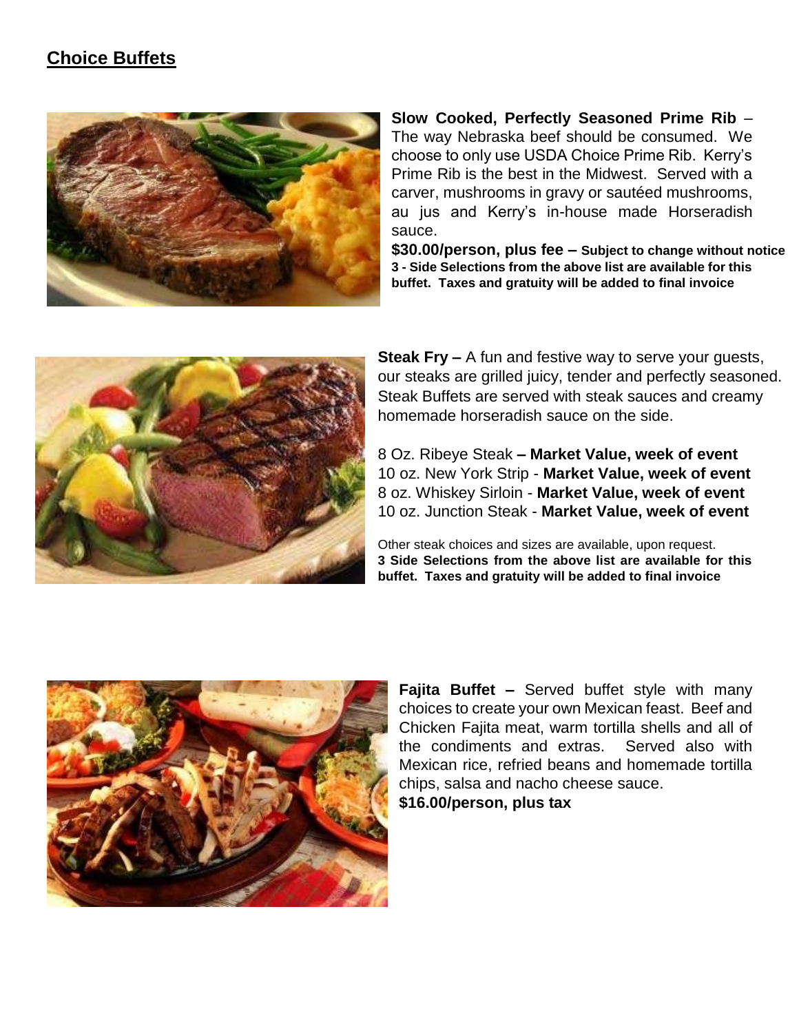## Choice Buffets

**Slow Cooked, Perfectly Seasoned Prime Rib** – The way Nebraska beef should be consumed. We choose to only use USDA Choice Prime Rib. Kerry's Prime Rib is the best in the Midwest. Served with a carver, mushrooms in gravy or sautéed mushrooms, au jus and Kerry's in-house made Horseradish sauce.

**$30.00/person, plus fee – Subject to change without notice**
**3 - Side Selections from the above list are available for this buffet. Taxes and gratuity will be added to final invoice**

**Steak Fry –** A fun and festive way to serve your guests, our steaks are grilled juicy, tender and perfectly seasoned. Steak Buffets are served with steak sauces and creamy homemade horseradish sauce on the side.

8 Oz. Ribeye Steak **– Market Value, week of event**
10 oz. New York Strip - **Market Value, week of event**
8 oz. Whiskey Sirloin - **Market Value, week of event**
10 oz. Junction Steak - **Market Value, week of event**

Other steak choices and sizes are available, upon request.
**3 Side Selections from the above list are available for this buffet. Taxes and gratuity will be added to final invoice**

**Fajita Buffet –** Served buffet style with many choices to create your own Mexican feast. Beef and Chicken Fajita meat, warm tortilla shells and all of the condiments and extras. Served also with Mexican rice, refried beans and homemade tortilla chips, salsa and nacho cheese sauce.
**$16.00/person, plus tax**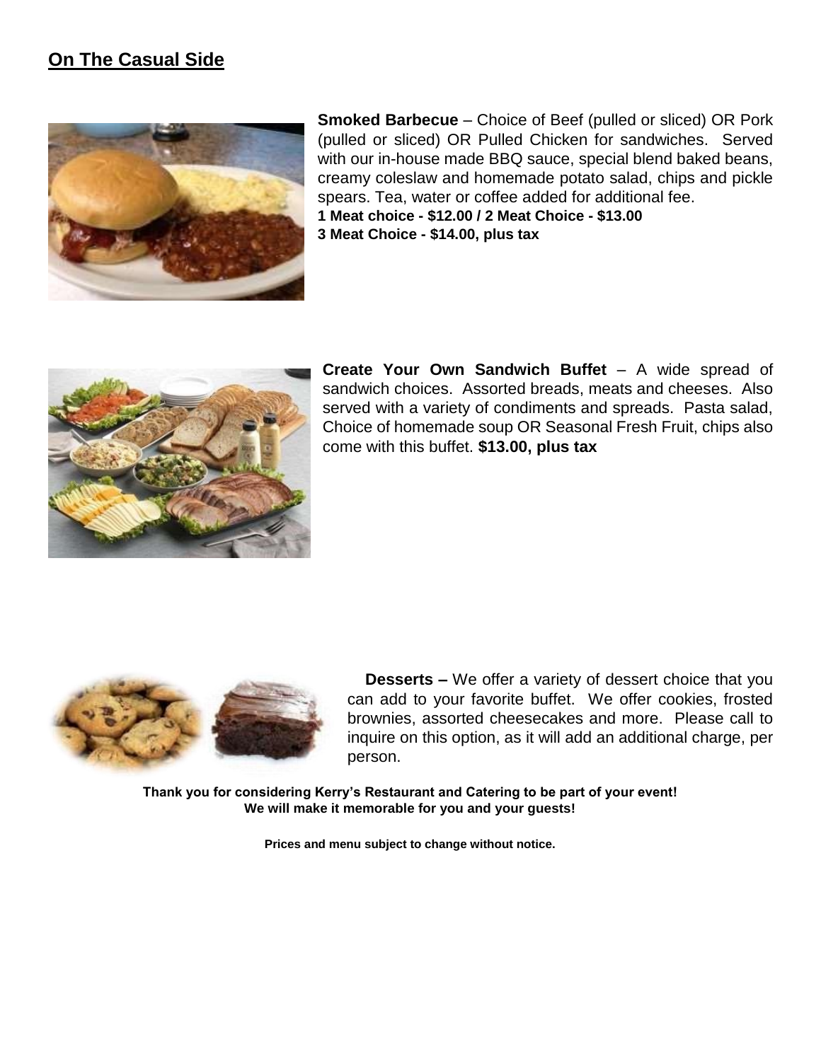## On The Casual Side

**Smoked Barbecue** – Choice of Beef (pulled or sliced) OR Pork (pulled or sliced) OR Pulled Chicken for sandwiches. Served with our in-house made BBQ sauce, special blend baked beans, creamy coleslaw and homemade potato salad, chips and pickle spears. Tea, water or coffee added for additional fee.
**1 Meat choice - $12.00 / 2 Meat Choice - $13.00**
**3 Meat Choice - $14.00, plus tax**

**Create Your Own Sandwich Buffet** – A wide spread of sandwich choices. Assorted breads, meats and cheeses. Also served with a variety of condiments and spreads. Pasta salad, Choice of homemade soup OR Seasonal Fresh Fruit, chips also come with this buffet. **$13.00, plus tax**

**Desserts –** We offer a variety of dessert choice that you can add to your favorite buffet. We offer cookies, frosted brownies, assorted cheesecakes and more. Please call to inquire on this option, as it will add an additional charge, per person.

**Thank you for considering Kerry's Restaurant and Catering to be part of your event!**
**We will make it memorable for you and your guests!**

**Prices and menu subject to change without notice.**